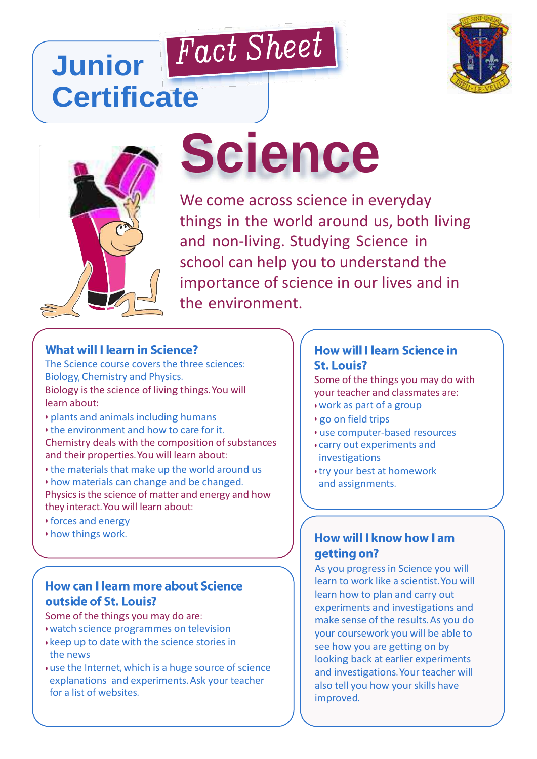# Junior Certificate

## Fact Sheet

# Science

We come across science in everyday things in the world around us, both living and non-living. Studying Science in school can help you to understand the importance of science in our lives and in the environment.

### What will I learn in Science?

The Science course covers the three sciences: Biology, Chemistry and Physics.

Biology is the science of living things. You will learn about:

- plants and animals including humans
- the environment and how to care for it.

Chemistry deals with the composition of substances and their properties. You will learn about:

- the materials that make up the world around us
- how materials can change and be changed.

Physics is the science of matter and energy and how they interact. You will learn about:

- forces and energy
- how things work.

### How can I learn more about Science outside of St. Louis?

Some of the things you may do are:

- watch science programmes on television
- keep up to date with the science stories in the news
- use the Internet, which is a huge source of science explanations and experiments. Ask your teacher for a list of websites.

### How will I learn Science in St. Louis?

Some of the things you may do with your teacher and classmates are:

- work as part of a group
- go on field trips
- use computer-based resources
- carry out experiments and investigations
- try your best at homework and assignments.

### How will I know how I am getting on?

As you progress in Science you will learn to work like a scientist. You will learn how to plan and carry out experiments and investigations and make sense of the results. As you do your coursework you will be able to see how you are getting on by looking back at earlier experiments and investigations. Your teacher will also tell you how your skills have improved.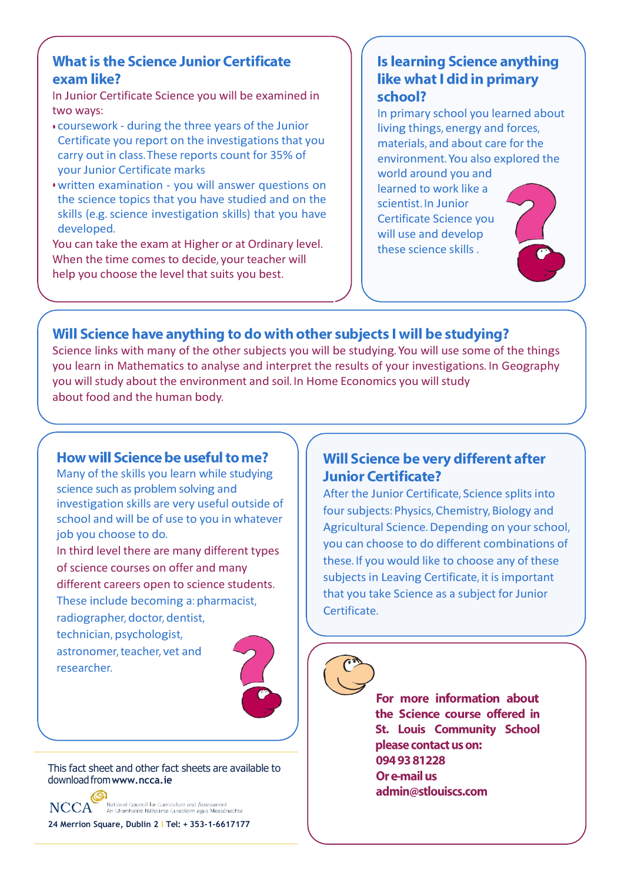## What is the Science Junior Certificate exam like?

In Junior Certificate Science you will be examined in two ways:

- coursework - during the three years of the Junior Certificate you report on the investigations that you carry out in class. These reports count for 35% of your Junior Certificate marks
- written examination - you will answer questions on the science topics that you have studied and on the skills (e.g. science investigation skills) that you have developed.

You can take the exam at Higher or at Ordinary level. When the time comes to decide, your teacher will help you choose the level that suits you best.

## Is learning Science anything like what I did in primary school?

In primary school you learned about living things, energy and forces, materials, and about care for the environment. You also explored the world around you and learned to work like a scientist. In Junior Certificate Science you will use and develop these science skills .

## Will Science have anything to do with other subjects I will be studying?

Science links with many of the other subjects you will be studying. You will use some of the things you learn in Mathematics to analyse and interpret the results of your investigations. In Geography you will study about the environment and soil. In Home Economics you will study about food and the human body.

## How will Science be useful to me?

Many of the skills you learn while studying science such as problem solving and investigation skills are very useful outside of school and will be of use to you in whatever job you choose to do.

In third level there are many different types of science courses on offer and many different careers open to science students. These include becoming a: pharmacist, radiographer, doctor, dentist, technician, psychologist, astronomer, teacher, vet and researcher.

## Will Science be very different after Junior Certificate?

After the Junior Certificate, Science splits into four subjects: Physics, Chemistry, Biology and Agricultural Science. Depending on your school, you can choose to do different combinations of these. If you would like to choose any of these subjects in Leaving Certificate, it is important that you take Science as a subject for Junior Certificate.

**For more information about the Science course offered in St. Louis Community School please contact us on:**
**094 93 81228**
**Or e-mail us**
**admin@stlouiscs.com**

This fact sheet and other fact sheets are available to download from **www.ncca.ie**

NCCA National Council for Curriculum and Assessment
An Chomhairle Náisiúnta Curaclaim agus Measúnachta

**24 Merrion Square, Dublin 2 | Tel: + 353-1-6617177**